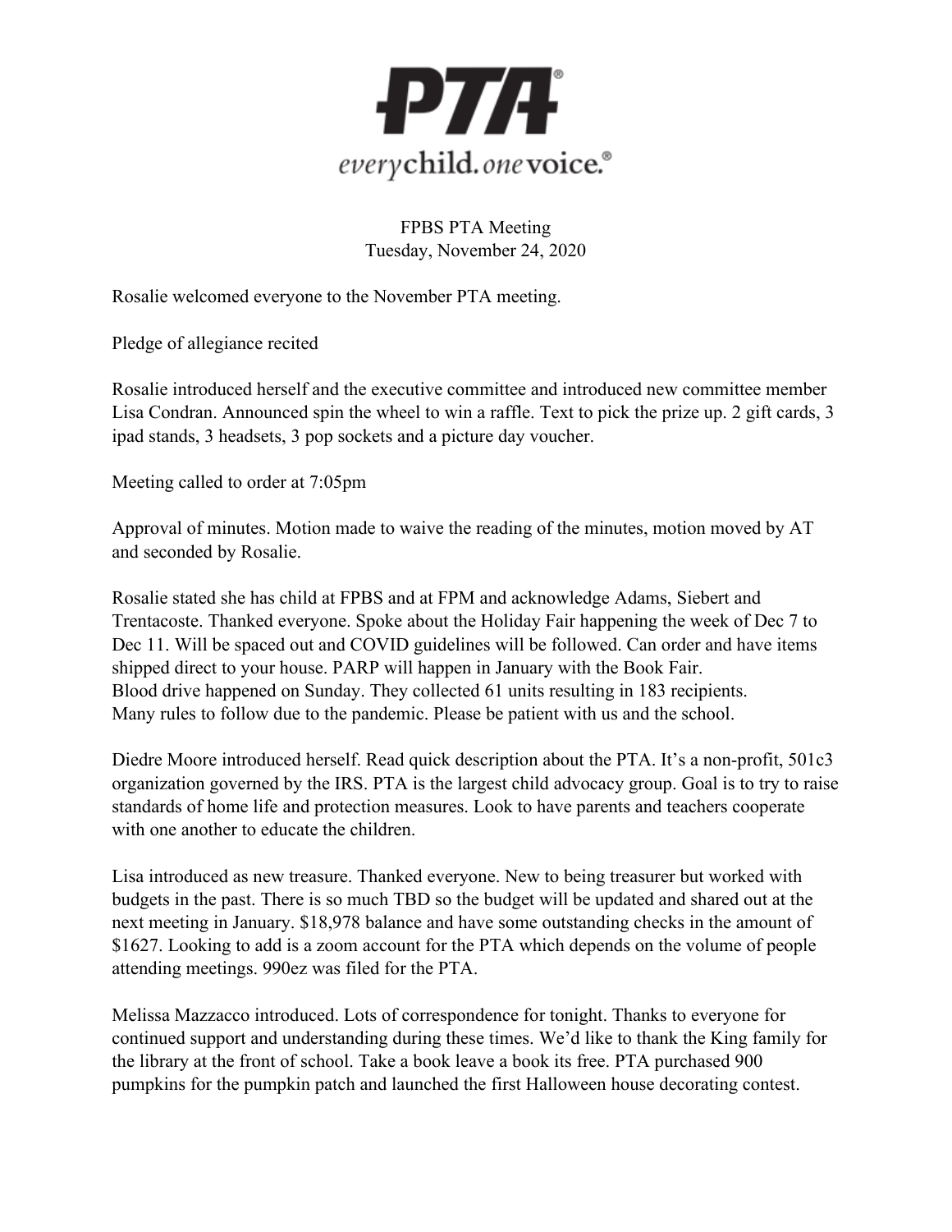**PTA**

*every*child. *one*voice.

FPBS PTA Meeting
Tuesday, November 24, 2020

Rosalie welcomed everyone to the November PTA meeting.

Pledge of allegiance recited

Rosalie introduced herself and the executive committee and introduced new committee member Lisa Condran. Announced spin the wheel to win a raffle. Text to pick the prize up. 2 gift cards, 3 ipad stands, 3 headsets, 3 pop sockets and a picture day voucher.

Meeting called to order at 7:05pm

Approval of minutes. Motion made to waive the reading of the minutes, motion moved by AT and seconded by Rosalie.

Rosalie stated she has child at FPBS and at FPM and acknowledge Adams, Siebert and Trentacoste. Thanked everyone. Spoke about the Holiday Fair happening the week of Dec 7 to Dec 11. Will be spaced out and COVID guidelines will be followed. Can order and have items shipped direct to your house. PARP will happen in January with the Book Fair.
Blood drive happened on Sunday. They collected 61 units resulting in 183 recipients.
Many rules to follow due to the pandemic. Please be patient with us and the school.

Diedre Moore introduced herself. Read quick description about the PTA. It's a non-profit, 501c3 organization governed by the IRS. PTA is the largest child advocacy group. Goal is to try to raise standards of home life and protection measures. Look to have parents and teachers cooperate with one another to educate the children.

Lisa introduced as new treasure. Thanked everyone. New to being treasurer but worked with budgets in the past. There is so much TBD so the budget will be updated and shared out at the next meeting in January. $18,978 balance and have some outstanding checks in the amount of $1627. Looking to add is a zoom account for the PTA which depends on the volume of people attending meetings. 990ez was filed for the PTA.

Melissa Mazzacco introduced. Lots of correspondence for tonight. Thanks to everyone for continued support and understanding during these times. We'd like to thank the King family for the library at the front of school. Take a book leave a book its free. PTA purchased 900 pumpkins for the pumpkin patch and launched the first Halloween house decorating contest.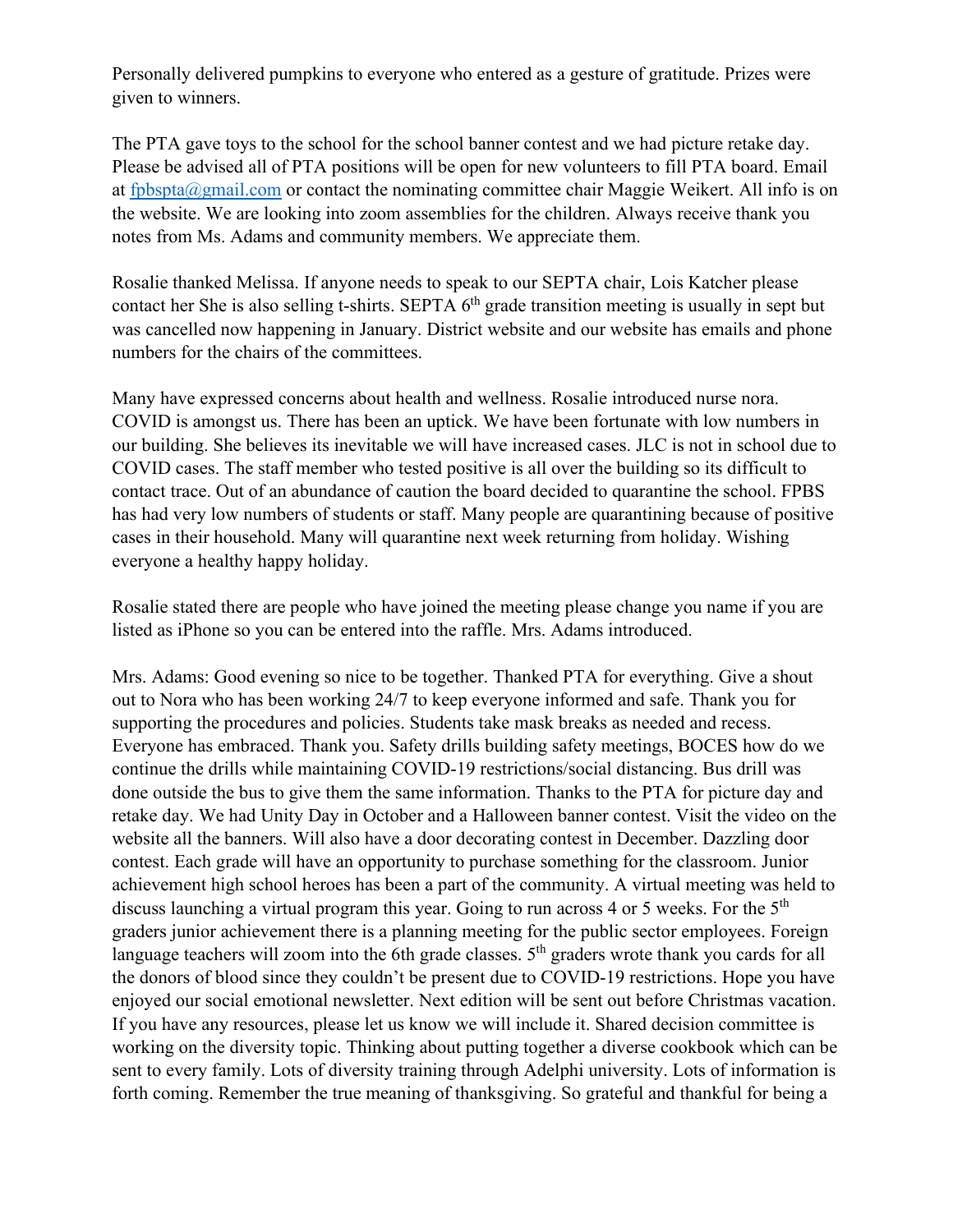Personally delivered pumpkins to everyone who entered as a gesture of gratitude. Prizes were given to winners.

The PTA gave toys to the school for the school banner contest and we had picture retake day. Please be advised all of PTA positions will be open for new volunteers to fill PTA board. Email at fpbspta@gmail.com or contact the nominating committee chair Maggie Weikert. All info is on the website. We are looking into zoom assemblies for the children. Always receive thank you notes from Ms. Adams and community members. We appreciate them.

Rosalie thanked Melissa. If anyone needs to speak to our SEPTA chair, Lois Katcher please contact her She is also selling t-shirts. SEPTA 6th grade transition meeting is usually in sept but was cancelled now happening in January. District website and our website has emails and phone numbers for the chairs of the committees.

Many have expressed concerns about health and wellness. Rosalie introduced nurse nora. COVID is amongst us. There has been an uptick. We have been fortunate with low numbers in our building. She believes its inevitable we will have increased cases. JLC is not in school due to COVID cases. The staff member who tested positive is all over the building so its difficult to contact trace. Out of an abundance of caution the board decided to quarantine the school. FPBS has had very low numbers of students or staff. Many people are quarantining because of positive cases in their household. Many will quarantine next week returning from holiday. Wishing everyone a healthy happy holiday.

Rosalie stated there are people who have joined the meeting please change you name if you are listed as iPhone so you can be entered into the raffle. Mrs. Adams introduced.

Mrs. Adams: Good evening so nice to be together. Thanked PTA for everything. Give a shout out to Nora who has been working 24/7 to keep everyone informed and safe. Thank you for supporting the procedures and policies. Students take mask breaks as needed and recess. Everyone has embraced. Thank you. Safety drills building safety meetings, BOCES how do we continue the drills while maintaining COVID-19 restrictions/social distancing. Bus drill was done outside the bus to give them the same information. Thanks to the PTA for picture day and retake day. We had Unity Day in October and a Halloween banner contest. Visit the video on the website all the banners. Will also have a door decorating contest in December. Dazzling door contest. Each grade will have an opportunity to purchase something for the classroom. Junior achievement high school heroes has been a part of the community. A virtual meeting was held to discuss launching a virtual program this year. Going to run across 4 or 5 weeks. For the 5th graders junior achievement there is a planning meeting for the public sector employees. Foreign language teachers will zoom into the 6th grade classes. 5th graders wrote thank you cards for all the donors of blood since they couldn't be present due to COVID-19 restrictions. Hope you have enjoyed our social emotional newsletter. Next edition will be sent out before Christmas vacation. If you have any resources, please let us know we will include it. Shared decision committee is working on the diversity topic. Thinking about putting together a diverse cookbook which can be sent to every family. Lots of diversity training through Adelphi university. Lots of information is forth coming. Remember the true meaning of thanksgiving. So grateful and thankful for being a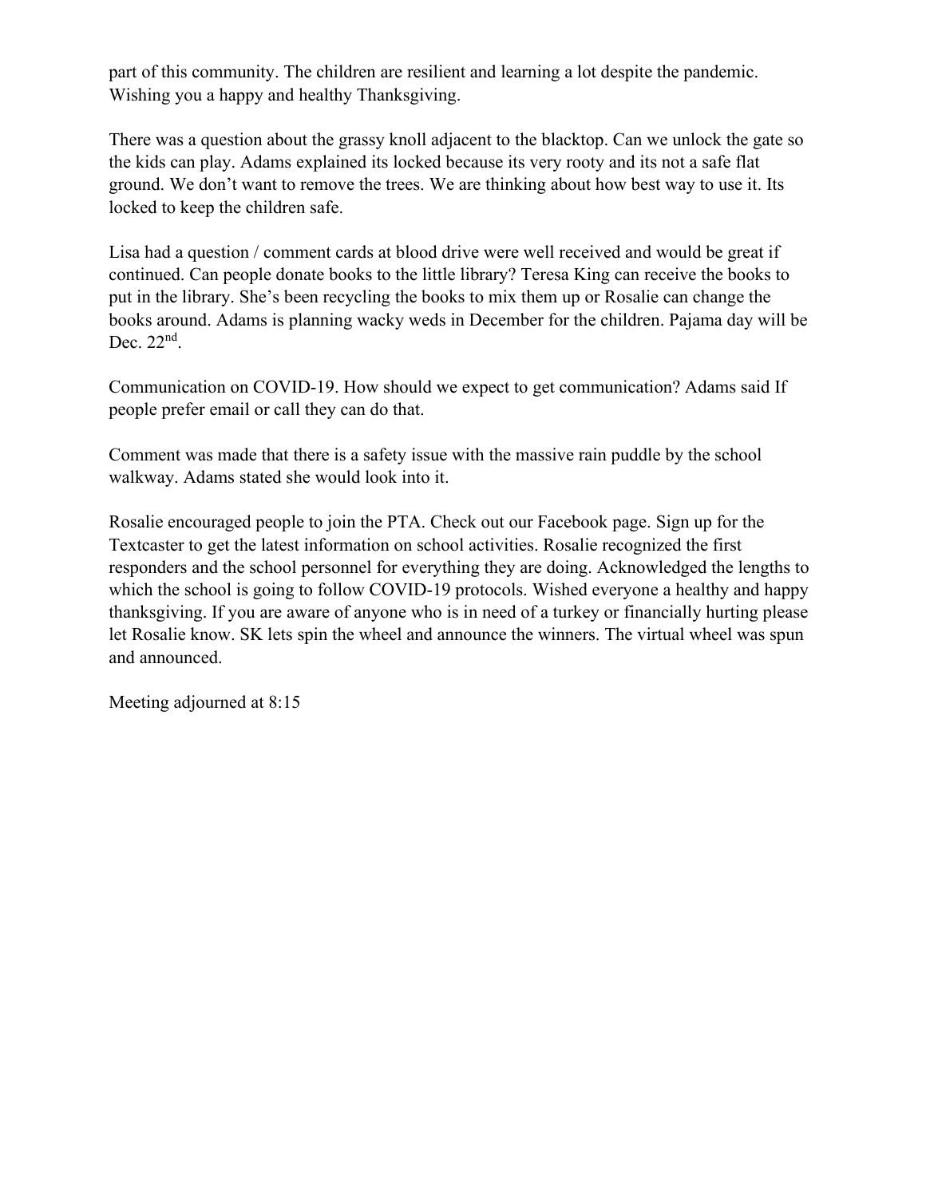part of this community. The children are resilient and learning a lot despite the pandemic. Wishing you a happy and healthy Thanksgiving.

There was a question about the grassy knoll adjacent to the blacktop. Can we unlock the gate so the kids can play. Adams explained its locked because its very rooty and its not a safe flat ground. We don't want to remove the trees. We are thinking about how best way to use it. Its locked to keep the children safe.

Lisa had a question / comment cards at blood drive were well received and would be great if continued. Can people donate books to the little library? Teresa King can receive the books to put in the library. She's been recycling the books to mix them up or Rosalie can change the books around. Adams is planning wacky weds in December for the children. Pajama day will be Dec. 22nd.

Communication on COVID-19. How should we expect to get communication? Adams said If people prefer email or call they can do that.

Comment was made that there is a safety issue with the massive rain puddle by the school walkway. Adams stated she would look into it.

Rosalie encouraged people to join the PTA. Check out our Facebook page. Sign up for the Textcaster to get the latest information on school activities. Rosalie recognized the first responders and the school personnel for everything they are doing. Acknowledged the lengths to which the school is going to follow COVID-19 protocols. Wished everyone a healthy and happy thanksgiving. If you are aware of anyone who is in need of a turkey or financially hurting please let Rosalie know. SK lets spin the wheel and announce the winners. The virtual wheel was spun and announced.

Meeting adjourned at 8:15